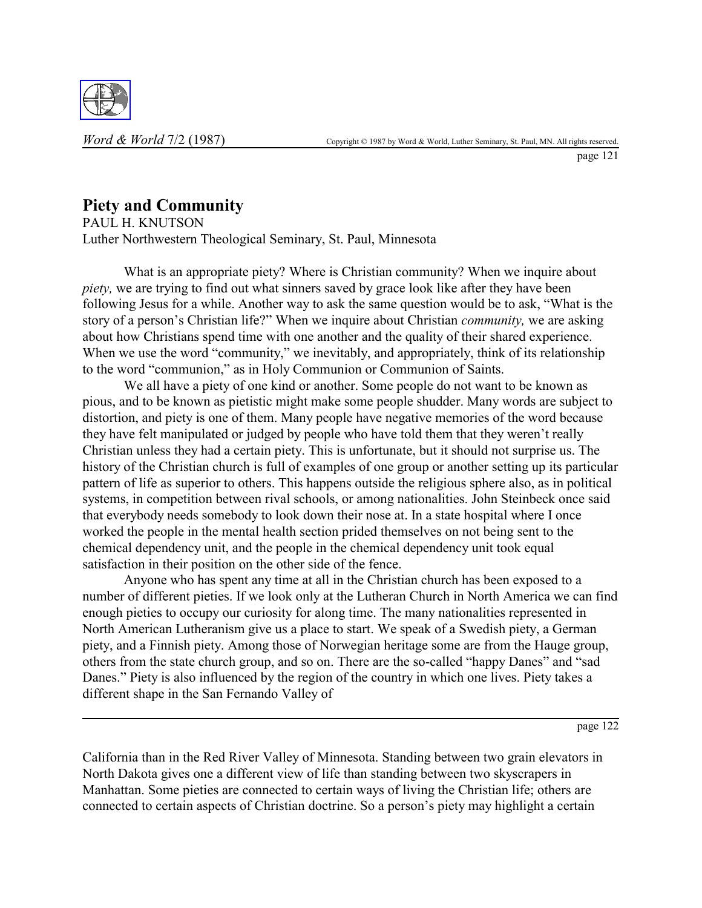# Piety and Community

PAUL H. KNUTSON
Luther Northwestern Theological Seminary, St. Paul, Minnesota

What is an appropriate piety? Where is Christian community? When we inquire about *piety,* we are trying to find out what sinners saved by grace look like after they have been following Jesus for a while. Another way to ask the same question would be to ask, "What is the story of a person's Christian life?" When we inquire about Christian *community,* we are asking about how Christians spend time with one another and the quality of their shared experience. When we use the word "community," we inevitably, and appropriately, think of its relationship to the word "communion," as in Holy Communion or Communion of Saints.

We all have a piety of one kind or another. Some people do not want to be known as pious, and to be known as pietistic might make some people shudder. Many words are subject to distortion, and piety is one of them. Many people have negative memories of the word because they have felt manipulated or judged by people who have told them that they weren't really Christian unless they had a certain piety. This is unfortunate, but it should not surprise us. The history of the Christian church is full of examples of one group or another setting up its particular pattern of life as superior to others. This happens outside the religious sphere also, as in political systems, in competition between rival schools, or among nationalities. John Steinbeck once said that everybody needs somebody to look down their nose at. In a state hospital where I once worked the people in the mental health section prided themselves on not being sent to the chemical dependency unit, and the people in the chemical dependency unit took equal satisfaction in their position on the other side of the fence.

Anyone who has spent any time at all in the Christian church has been exposed to a number of different pieties. If we look only at the Lutheran Church in North America we can find enough pieties to occupy our curiosity for along time. The many nationalities represented in North American Lutheranism give us a place to start. We speak of a Swedish piety, a German piety, and a Finnish piety. Among those of Norwegian heritage some are from the Hauge group, others from the state church group, and so on. There are the so-called "happy Danes" and "sad Danes." Piety is also influenced by the region of the country in which one lives. Piety takes a different shape in the San Fernando Valley of California than in the Red River Valley of Minnesota. Standing between two grain elevators in North Dakota gives one a different view of life than standing between two skyscrapers in Manhattan. Some pieties are connected to certain ways of living the Christian life; others are connected to certain aspects of Christian doctrine. So a person's piety may highlight a certain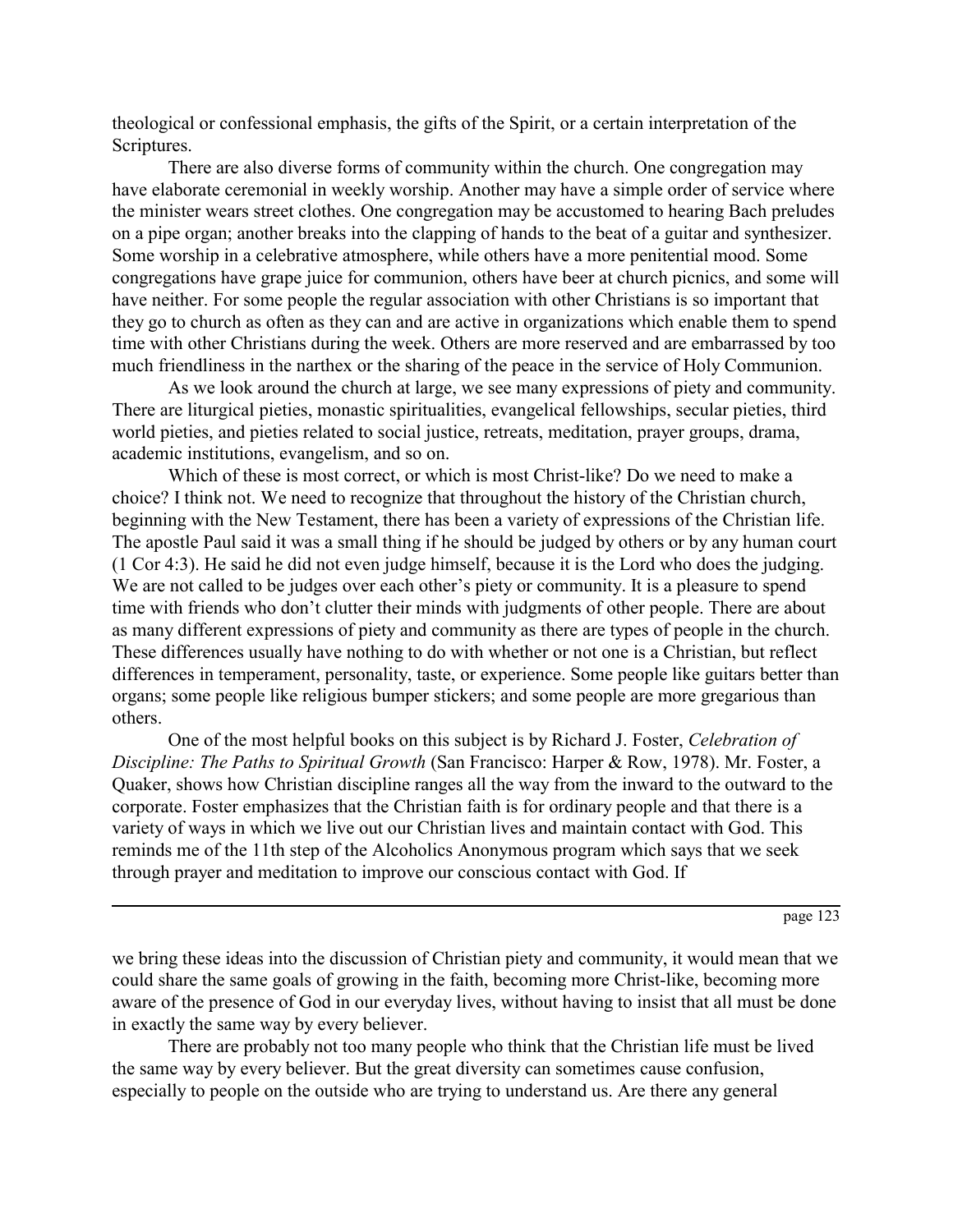theological or confessional emphasis, the gifts of the Spirit, or a certain interpretation of the Scriptures.

There are also diverse forms of community within the church. One congregation may have elaborate ceremonial in weekly worship. Another may have a simple order of service where the minister wears street clothes. One congregation may be accustomed to hearing Bach preludes on a pipe organ; another breaks into the clapping of hands to the beat of a guitar and synthesizer. Some worship in a celebrative atmosphere, while others have a more penitential mood. Some congregations have grape juice for communion, others have beer at church picnics, and some will have neither. For some people the regular association with other Christians is so important that they go to church as often as they can and are active in organizations which enable them to spend time with other Christians during the week. Others are more reserved and are embarrassed by too much friendliness in the narthex or the sharing of the peace in the service of Holy Communion.

As we look around the church at large, we see many expressions of piety and community. There are liturgical pieties, monastic spiritualities, evangelical fellowships, secular pieties, third world pieties, and pieties related to social justice, retreats, meditation, prayer groups, drama, academic institutions, evangelism, and so on.

Which of these is most correct, or which is most Christ-like? Do we need to make a choice? I think not. We need to recognize that throughout the history of the Christian church, beginning with the New Testament, there has been a variety of expressions of the Christian life. The apostle Paul said it was a small thing if he should be judged by others or by any human court (1 Cor 4:3). He said he did not even judge himself, because it is the Lord who does the judging. We are not called to be judges over each other's piety or community. It is a pleasure to spend time with friends who don't clutter their minds with judgments of other people. There are about as many different expressions of piety and community as there are types of people in the church. These differences usually have nothing to do with whether or not one is a Christian, but reflect differences in temperament, personality, taste, or experience. Some people like guitars better than organs; some people like religious bumper stickers; and some people are more gregarious than others.

One of the most helpful books on this subject is by Richard J. Foster, *Celebration of Discipline: The Paths to Spiritual Growth* (San Francisco: Harper & Row, 1978). Mr. Foster, a Quaker, shows how Christian discipline ranges all the way from the inward to the outward to the corporate. Foster emphasizes that the Christian faith is for ordinary people and that there is a variety of ways in which we live out our Christian lives and maintain contact with God. This reminds me of the 11th step of the Alcoholics Anonymous program which says that we seek through prayer and meditation to improve our conscious contact with God. If we bring these ideas into the discussion of Christian piety and community, it would mean that we could share the same goals of growing in the faith, becoming more Christ-like, becoming more aware of the presence of God in our everyday lives, without having to insist that all must be done in exactly the same way by every believer.

There are probably not too many people who think that the Christian life must be lived the same way by every believer. But the great diversity can sometimes cause confusion, especially to people on the outside who are trying to understand us. Are there any general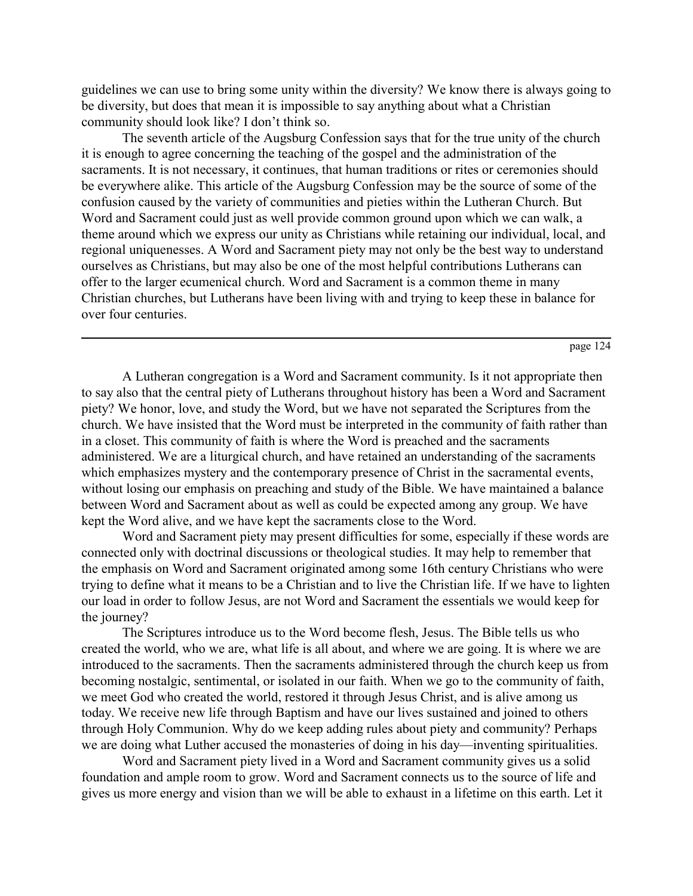guidelines we can use to bring some unity within the diversity? We know there is always going to be diversity, but does that mean it is impossible to say anything about what a Christian community should look like? I don't think so.

The seventh article of the Augsburg Confession says that for the true unity of the church it is enough to agree concerning the teaching of the gospel and the administration of the sacraments. It is not necessary, it continues, that human traditions or rites or ceremonies should be everywhere alike. This article of the Augsburg Confession may be the source of some of the confusion caused by the variety of communities and pieties within the Lutheran Church. But Word and Sacrament could just as well provide common ground upon which we can walk, a theme around which we express our unity as Christians while retaining our individual, local, and regional uniquenesses. A Word and Sacrament piety may not only be the best way to understand ourselves as Christians, but may also be one of the most helpful contributions Lutherans can offer to the larger ecumenical church. Word and Sacrament is a common theme in many Christian churches, but Lutherans have been living with and trying to keep these in balance for over four centuries.

---

A Lutheran congregation is a Word and Sacrament community. Is it not appropriate then to say also that the central piety of Lutherans throughout history has been a Word and Sacrament piety? We honor, love, and study the Word, but we have not separated the Scriptures from the church. We have insisted that the Word must be interpreted in the community of faith rather than in a closet. This community of faith is where the Word is preached and the sacraments administered. We are a liturgical church, and have retained an understanding of the sacraments which emphasizes mystery and the contemporary presence of Christ in the sacramental events, without losing our emphasis on preaching and study of the Bible. We have maintained a balance between Word and Sacrament about as well as could be expected among any group. We have kept the Word alive, and we have kept the sacraments close to the Word.

Word and Sacrament piety may present difficulties for some, especially if these words are connected only with doctrinal discussions or theological studies. It may help to remember that the emphasis on Word and Sacrament originated among some 16th century Christians who were trying to define what it means to be a Christian and to live the Christian life. If we have to lighten our load in order to follow Jesus, are not Word and Sacrament the essentials we would keep for the journey?

The Scriptures introduce us to the Word become flesh, Jesus. The Bible tells us who created the world, who we are, what life is all about, and where we are going. It is where we are introduced to the sacraments. Then the sacraments administered through the church keep us from becoming nostalgic, sentimental, or isolated in our faith. When we go to the community of faith, we meet God who created the world, restored it through Jesus Christ, and is alive among us today. We receive new life through Baptism and have our lives sustained and joined to others through Holy Communion. Why do we keep adding rules about piety and community? Perhaps we are doing what Luther accused the monasteries of doing in his day—inventing spiritualities.

Word and Sacrament piety lived in a Word and Sacrament community gives us a solid foundation and ample room to grow. Word and Sacrament connects us to the source of life and gives us more energy and vision than we will be able to exhaust in a lifetime on this earth. Let it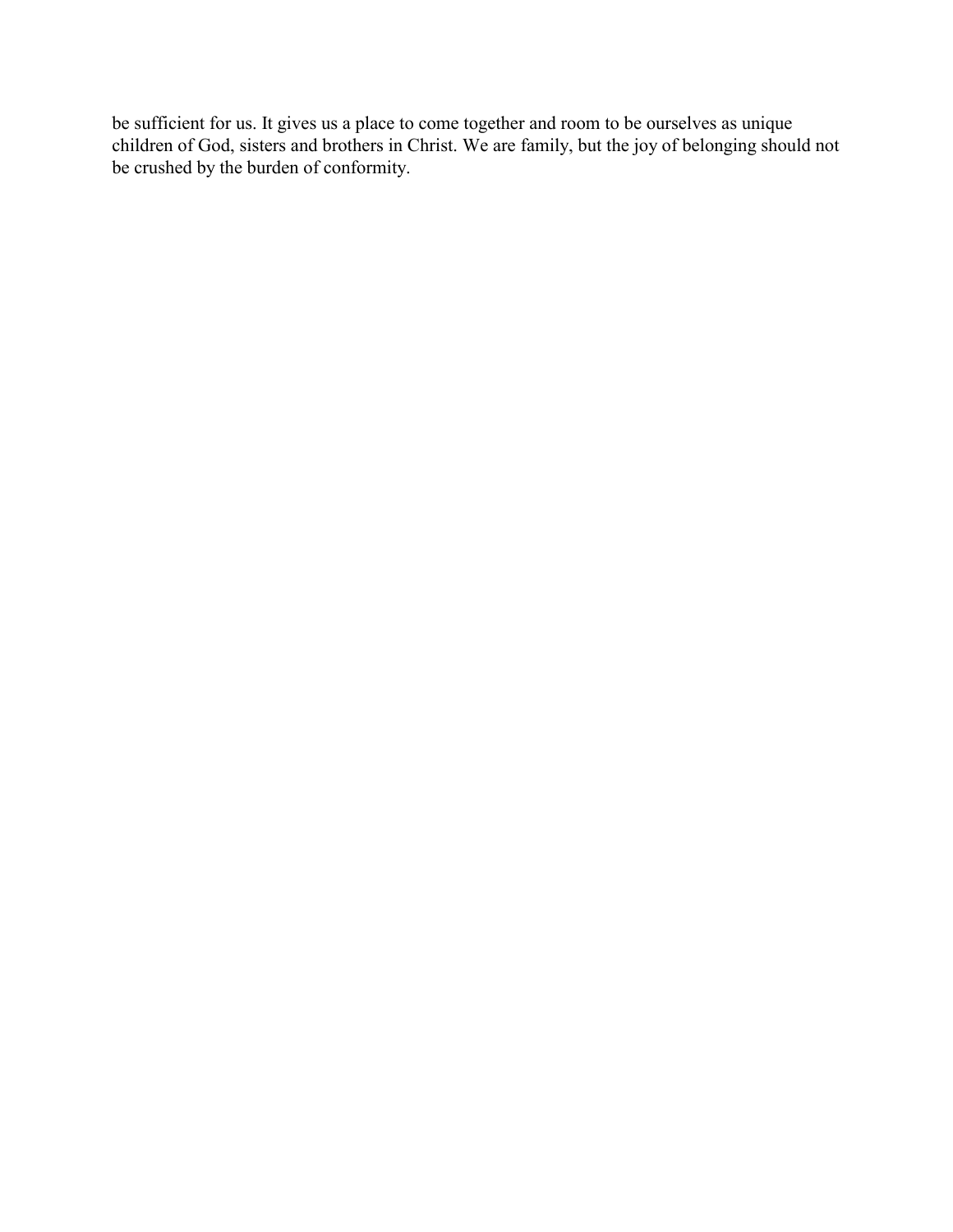be sufficient for us. It gives us a place to come together and room to be ourselves as unique children of God, sisters and brothers in Christ. We are family, but the joy of belonging should not be crushed by the burden of conformity.